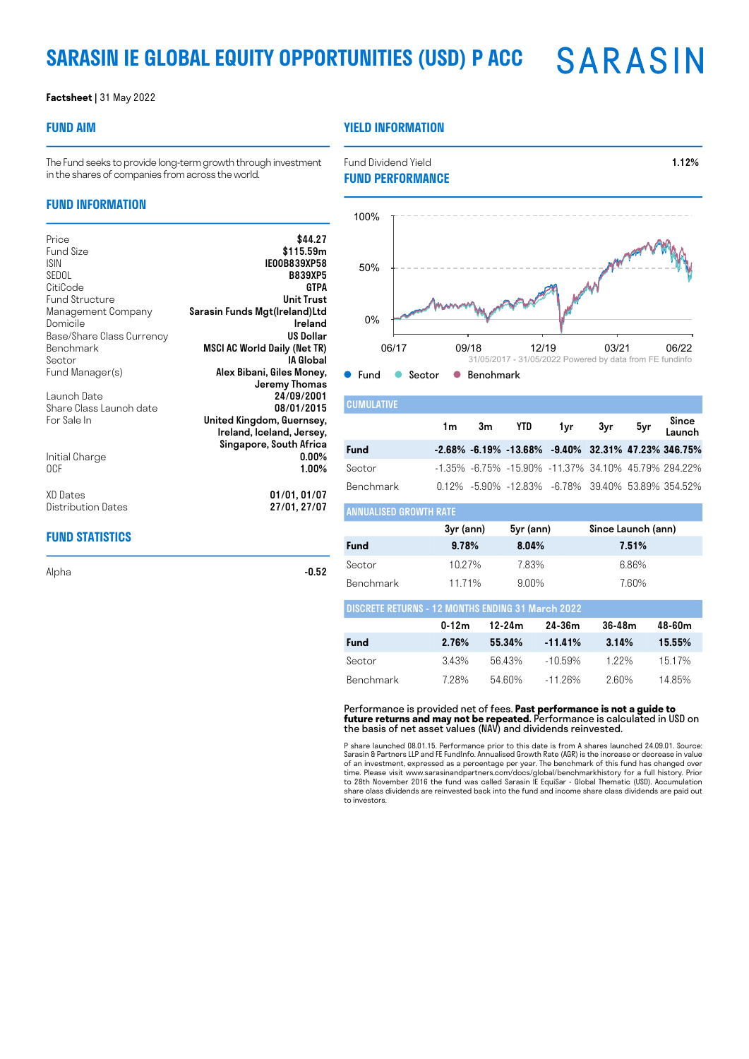# SARASIN IE GLOBAL EQUITY OPPORTUNITIES (USD) P ACC

SARASIN

**Factsheet** | 31 May 2022

## FUND AIM

The Fund seeks to provide long-term growth through investment in the shares of companies from across the world.

## FUND INFORMATION

| | |
|---|---|
| Price | $44.27 |
| Fund Size | $115.59m |
| ISIN | IE00B839XP58 |
| SEDOL | B839XP5 |
| CitiCode | GTPA |
| Fund Structure | Unit Trust |
| Management Company | Sarasin Funds Mgt(Ireland)Ltd |
| Domicile | Ireland |
| Base/Share Class Currency | US Dollar |
| Benchmark | MSCI AC World Daily (Net TR) |
| Sector | IA Global |
| Fund Manager(s) | Alex Bibani, Giles Money, Jeremy Thomas |
| Launch Date | 24/09/2001 |
| Share Class Launch date | 08/01/2015 |
| For Sale In | United Kingdom, Guernsey, Ireland, Iceland, Jersey, Singapore, South Africa |
| Initial Charge | 0.00% |
| OCF | 1.00% |
| XD Dates | 01/01, 01/07 |
| Distribution Dates | 27/01, 27/07 |

## FUND STATISTICS

| | |
|---|---|
| Alpha | -0.52 |

## YIELD INFORMATION

| | |
|---|---|
| Fund Dividend Yield | 1.12% |

## FUND PERFORMANCE

31/05/2017 - 31/05/2022 Powered by data from FE fundinfo

● Fund ● Sector ● Benchmark

### CUMULATIVE

| | 1m | 3m | YTD | 1yr | 3yr | 5yr | Since Launch |
|---|---|---|---|---|---|---|---|
| **Fund** | **-2.68%** | **-6.19%** | **-13.68%** | **-9.40%** | **32.31%** | **47.23%** | **346.75%** |
| Sector | -1.35% | -6.75% | -15.90% | -11.37% | 34.10% | 45.79% | 294.22% |
| Benchmark | 0.12% | -5.90% | -12.83% | -6.78% | 39.40% | 53.89% | 354.52% |

### ANNUALISED GROWTH RATE

| | 3yr (ann) | 5yr (ann) | Since Launch (ann) |
|---|---|---|---|
| **Fund** | **9.78%** | **8.04%** | **7.51%** |
| Sector | 10.27% | 7.83% | 6.86% |
| Benchmark | 11.71% | 9.00% | 7.60% |

### DISCRETE RETURNS - 12 MONTHS ENDING 31 March 2022

| | 0-12m | 12-24m | 24-36m | 36-48m | 48-60m |
|---|---|---|---|---|---|
| **Fund** | **2.76%** | **55.34%** | **-11.41%** | **3.14%** | **15.55%** |
| Sector | 3.43% | 56.43% | -10.59% | 1.22% | 15.17% |
| Benchmark | 7.28% | 54.60% | -11.26% | 2.60% | 14.85% |

Performance is provided net of fees. **Past performance is not a guide to future returns and may not be repeated.** Performance is calculated in USD on the basis of net asset values (NAV) and dividends reinvested.

P share launched 08.01.15. Performance prior to this date is from A shares launched 24.09.01. Source: Sarasin & Partners LLP and FE FundInfo. Annualised Growth Rate (AGR) is the increase or decrease in value of an investment, expressed as a percentage per year. The benchmark of this fund has changed over time. Please visit www.sarasinandpartners.com/docs/global/benchmarkhistory for a full history. Prior to 28th November 2016 the fund was called Sarasin IE EquiSar - Global Thematic (USD). Accumulation share class dividends are reinvested back into the fund and income share class dividends are paid out to investors.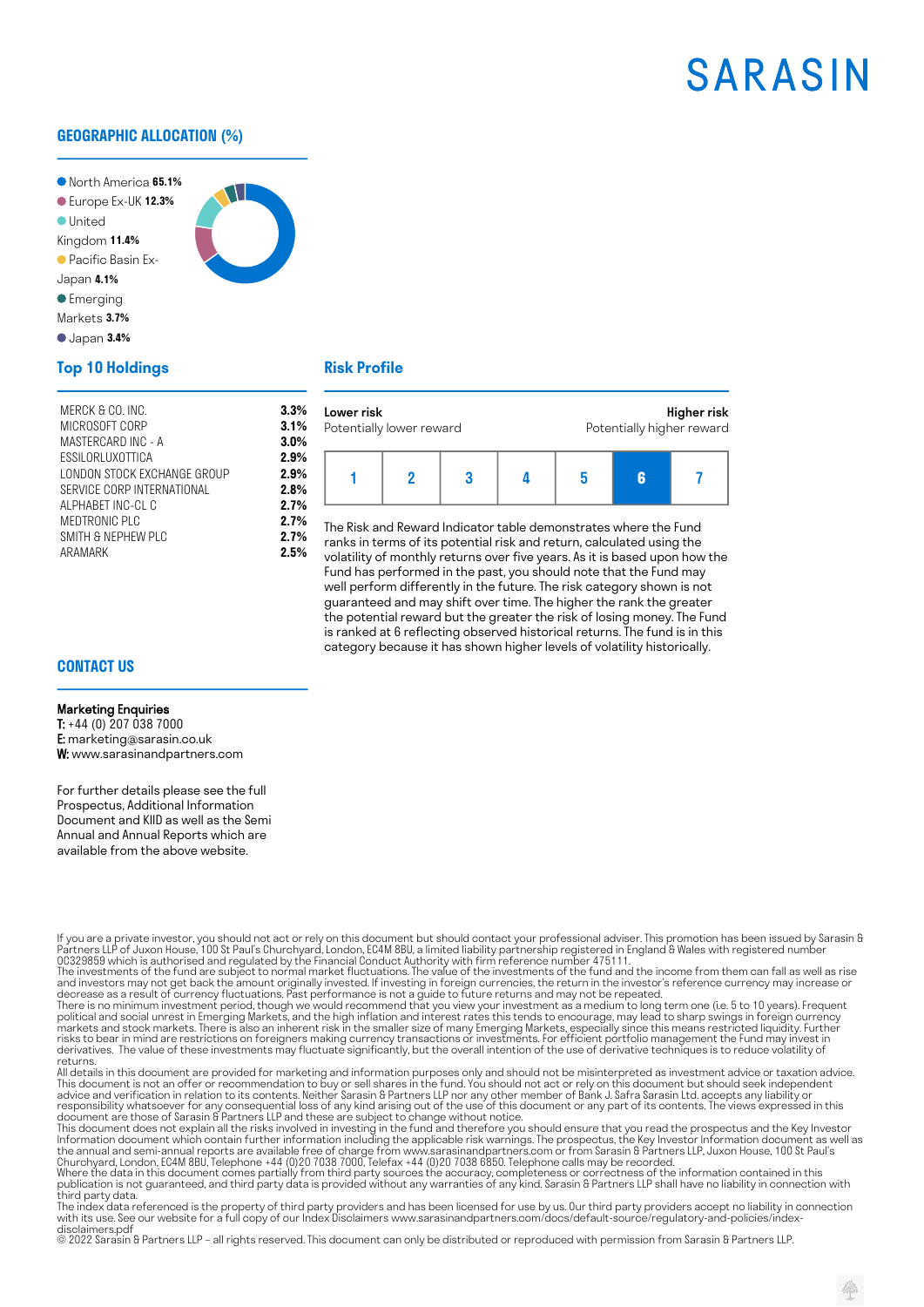SARASIN

## GEOGRAPHIC ALLOCATION (%)

- North America **65.1%**
- Europe Ex-UK **12.3%**
- United Kingdom **11.4%**
- Pacific Basin Ex-Japan **4.1%**
- Emerging Markets **3.7%**
- Japan **3.4%**

## Top 10 Holdings

| | |
|---|---|
| MERCK & CO. INC. | **3.3%** |
| MICROSOFT CORP | **3.1%** |
| MASTERCARD INC - A | **3.0%** |
| ESSILORLUXOTTICA | **2.9%** |
| LONDON STOCK EXCHANGE GROUP | **2.9%** |
| SERVICE CORP INTERNATIONAL | **2.8%** |
| ALPHABET INC-CL C | **2.7%** |
| MEDTRONIC PLC | **2.7%** |
| SMITH & NEPHEW PLC | **2.7%** |
| ARAMARK | **2.5%** |

## Risk Profile

**Lower risk**
Potentially lower reward

**Higher risk**
Potentially higher reward

| | | | | | | |
|---|---|---|---|---|---|---|
| 1 | 2 | 3 | 4 | 5 | **6** | 7 |

The Risk and Reward Indicator table demonstrates where the Fund ranks in terms of its potential risk and return, calculated using the volatility of monthly returns over five years. As it is based upon how the Fund has performed in the past, you should note that the Fund may well perform differently in the future. The risk category shown is not guaranteed and may shift over time. The higher the rank the greater the potential reward but the greater the risk of losing money. The Fund is ranked at 6 reflecting observed historical returns. The fund is in this category because it has shown higher levels of volatility historically.

## CONTACT US

**Marketing Enquiries**
**T:** +44 (0) 207 038 7000
**E:** marketing@sarasin.co.uk
**W:** www.sarasinandpartners.com

For further details please see the full Prospectus, Additional Information Document and KIID as well as the Semi Annual and Annual Reports which are available from the above website.

If you are a private investor, you should not act or rely on this document but should contact your professional adviser. This promotion has been issued by Sarasin & Partners LLP of Juxon House, 100 St Paul's Churchyard, London, EC4M 8BU, a limited liability partnership registered in England & Wales with registered number OC329859 which is authorised and regulated by the Financial Conduct Authority with firm reference number 475111.
The investments of the fund are subject to normal market fluctuations. The value of the investments of the fund and the income from them can fall as well as rise and investors may not get back the amount originally invested. If investing in foreign currencies, the return in the investor's reference currency may increase or decrease as a result of currency fluctuations. Past performance is not a guide to future returns and may not be repeated.
There is no minimum investment period, though we would recommend that you view your investment as a medium to long term one (i.e. 5 to 10 years). Frequent political and social unrest in Emerging Markets, and the high inflation and interest rates this tends to encourage, may lead to sharp swings in foreign currency markets and stock markets. There is also an inherent risk in the smaller size of many Emerging Markets, especially since this means restricted liquidity. Further risks to bear in mind are restrictions on foreigners making currency transactions or investments. For efficient portfolio management the Fund may invest in derivatives. The value of these investments may fluctuate significantly, but the overall intention of the use of derivative techniques is to reduce volatility of returns.
All details in this document are provided for marketing and information purposes only and should not be misinterpreted as investment advice or taxation advice. This document is not an offer or recommendation to buy or sell shares in the fund. You should not act or rely on this document but should seek independent advice and verification in relation to its contents. Neither Sarasin & Partners LLP nor any other member of Bank J. Safra Sarasin Ltd. accepts any liability or responsibility whatsoever for any consequential loss of any kind arising out of the use of this document or any part of its contents. The views expressed in this document are those of Sarasin & Partners LLP and these are subject to change without notice.
This document does not explain all the risks involved in investing in the fund and therefore you should ensure that you read the prospectus and the Key Investor Information document which contain further information including the applicable risk warnings. The prospectus, the Key Investor Information document as well as the annual and semi-annual reports are available free of charge from www.sarasinandpartners.com or from Sarasin & Partners LLP, Juxon House, 100 St Paul's Churchyard, London, EC4M 8BU, Telephone +44 (0)20 7038 7000, Telefax +44 (0)20 7038 6850. Telephone calls may be recorded.
Where the data in this document comes partially from third party sources the accuracy, completeness or correctness of the information contained in this publication is not guaranteed, and third party data is provided without any warranties of any kind. Sarasin & Partners LLP shall have no liability in connection with third party data.
The index data referenced is the property of third party providers and has been licensed for use by us. Our third party providers accept no liability in connection with its use. See our website for a full copy of our Index Disclaimers www.sarasinandpartners.com/docs/default-source/regulatory-and-policies/index-disclaimers.pdf
© 2022 Sarasin & Partners LLP – all rights reserved. This document can only be distributed or reproduced with permission from Sarasin & Partners LLP.